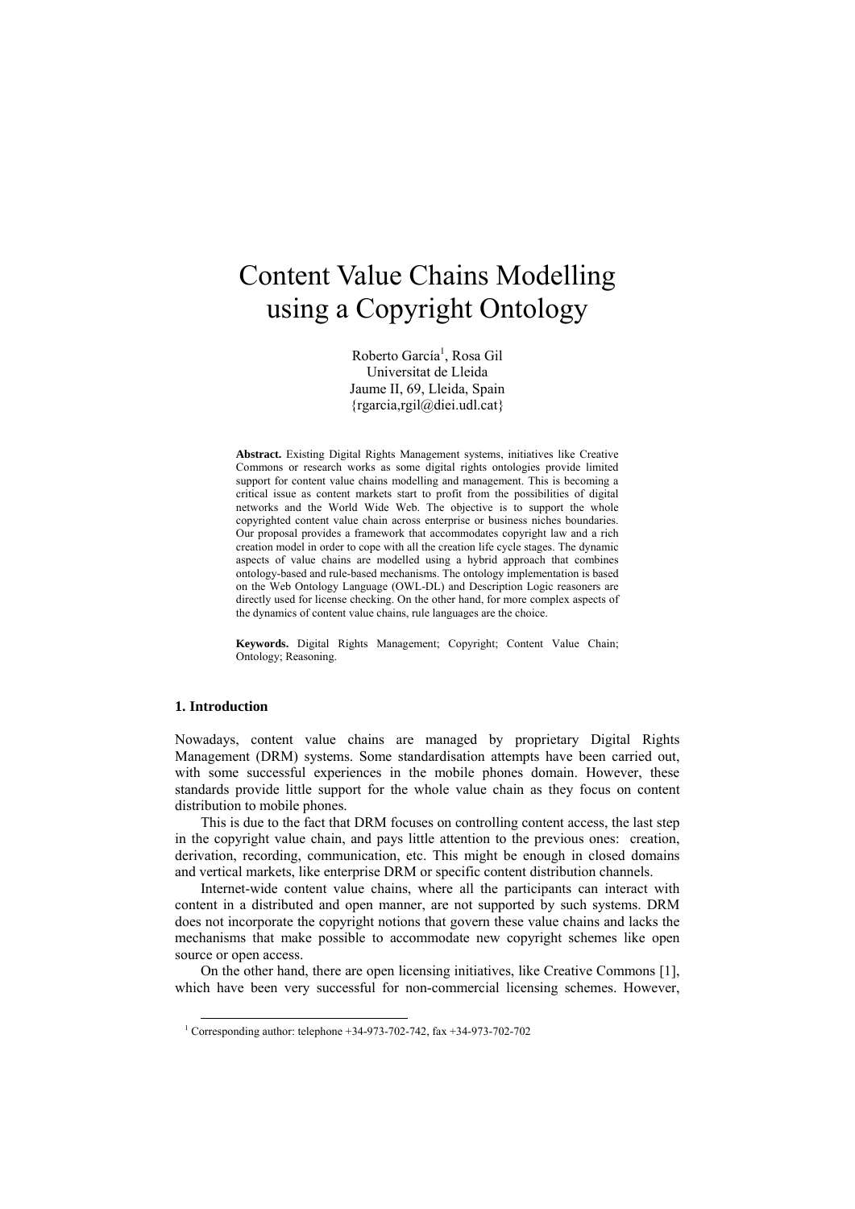# Content Value Chains Modelling using a Copyright Ontology

Roberto García[1], Rosa Gil
Universitat de Lleida
Jaume II, 69, Lleida, Spain
{rgarcia,rgil@diei.udl.cat}

**Abstract.** Existing Digital Rights Management systems, initiatives like Creative Commons or research works as some digital rights ontologies provide limited support for content value chains modelling and management. This is becoming a critical issue as content markets start to profit from the possibilities of digital networks and the World Wide Web. The objective is to support the whole copyrighted content value chain across enterprise or business niches boundaries. Our proposal provides a framework that accommodates copyright law and a rich creation model in order to cope with all the creation life cycle stages. The dynamic aspects of value chains are modelled using a hybrid approach that combines ontology-based and rule-based mechanisms. The ontology implementation is based on the Web Ontology Language (OWL-DL) and Description Logic reasoners are directly used for license checking. On the other hand, for more complex aspects of the dynamics of content value chains, rule languages are the choice.

**Keywords.** Digital Rights Management; Copyright; Content Value Chain; Ontology; Reasoning.

## 1. Introduction

Nowadays, content value chains are managed by proprietary Digital Rights Management (DRM) systems. Some standardisation attempts have been carried out, with some successful experiences in the mobile phones domain. However, these standards provide little support for the whole value chain as they focus on content distribution to mobile phones.

This is due to the fact that DRM focuses on controlling content access, the last step in the copyright value chain, and pays little attention to the previous ones: creation, derivation, recording, communication, etc. This might be enough in closed domains and vertical markets, like enterprise DRM or specific content distribution channels.

Internet-wide content value chains, where all the participants can interact with content in a distributed and open manner, are not supported by such systems. DRM does not incorporate the copyright notions that govern these value chains and lacks the mechanisms that make possible to accommodate new copyright schemes like open source or open access.

On the other hand, there are open licensing initiatives, like Creative Commons [1], which have been very successful for non-commercial licensing schemes. However,

[1] Corresponding author: telephone +34-973-702-742, fax +34-973-702-702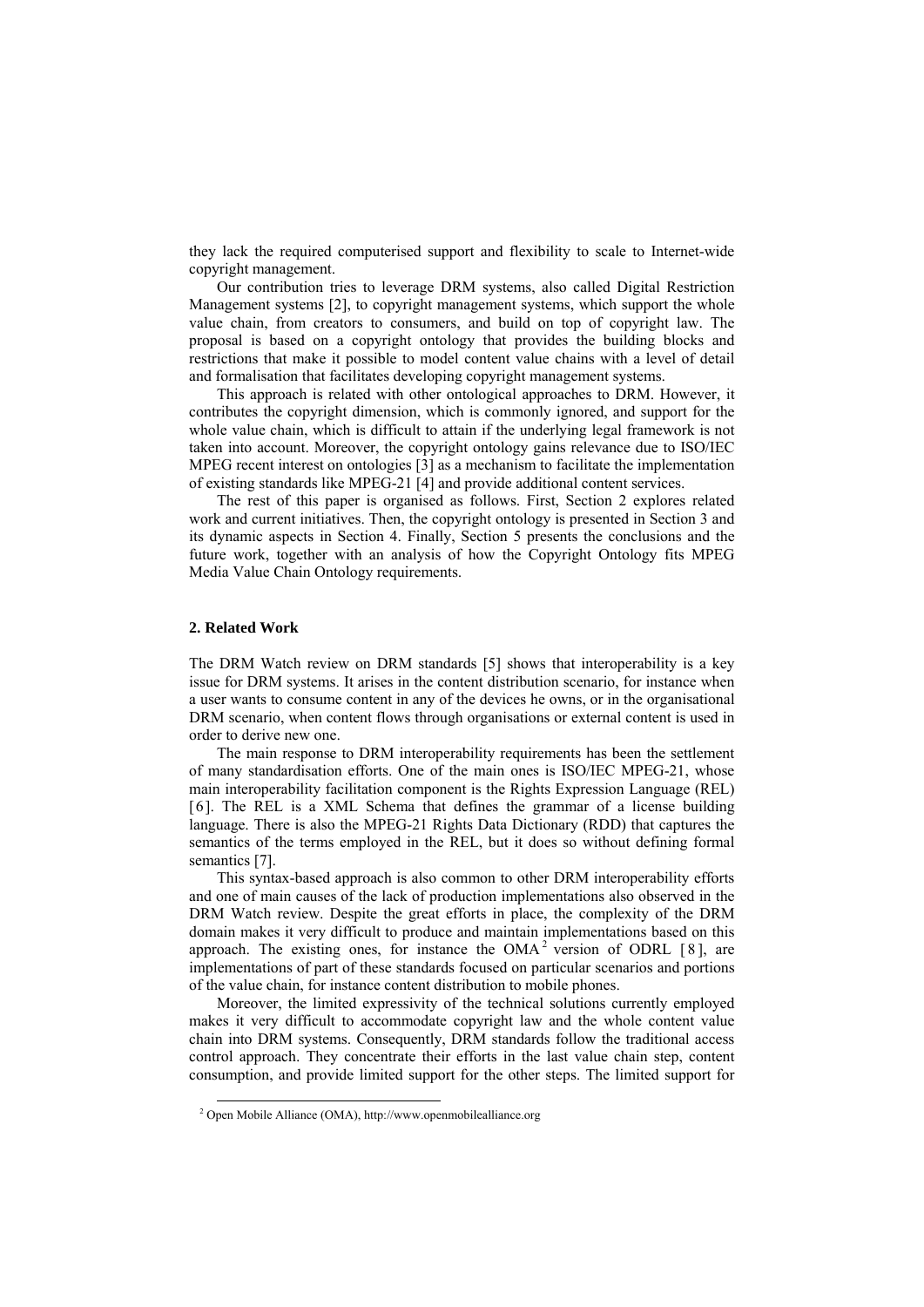they lack the required computerised support and flexibility to scale to Internet-wide copyright management.

Our contribution tries to leverage DRM systems, also called Digital Restriction Management systems [2], to copyright management systems, which support the whole value chain, from creators to consumers, and build on top of copyright law. The proposal is based on a copyright ontology that provides the building blocks and restrictions that make it possible to model content value chains with a level of detail and formalisation that facilitates developing copyright management systems.

This approach is related with other ontological approaches to DRM. However, it contributes the copyright dimension, which is commonly ignored, and support for the whole value chain, which is difficult to attain if the underlying legal framework is not taken into account. Moreover, the copyright ontology gains relevance due to ISO/IEC MPEG recent interest on ontologies [3] as a mechanism to facilitate the implementation of existing standards like MPEG-21 [4] and provide additional content services.

The rest of this paper is organised as follows. First, Section 2 explores related work and current initiatives. Then, the copyright ontology is presented in Section 3 and its dynamic aspects in Section 4. Finally, Section 5 presents the conclusions and the future work, together with an analysis of how the Copyright Ontology fits MPEG Media Value Chain Ontology requirements.

## 2. Related Work

The DRM Watch review on DRM standards [5] shows that interoperability is a key issue for DRM systems. It arises in the content distribution scenario, for instance when a user wants to consume content in any of the devices he owns, or in the organisational DRM scenario, when content flows through organisations or external content is used in order to derive new one.

The main response to DRM interoperability requirements has been the settlement of many standardisation efforts. One of the main ones is ISO/IEC MPEG-21, whose main interoperability facilitation component is the Rights Expression Language (REL) [6]. The REL is a XML Schema that defines the grammar of a license building language. There is also the MPEG-21 Rights Data Dictionary (RDD) that captures the semantics of the terms employed in the REL, but it does so without defining formal semantics [7].

This syntax-based approach is also common to other DRM interoperability efforts and one of main causes of the lack of production implementations also observed in the DRM Watch review. Despite the great efforts in place, the complexity of the DRM domain makes it very difficult to produce and maintain implementations based on this approach. The existing ones, for instance the OMA[2] version of ODRL [8], are implementations of part of these standards focused on particular scenarios and portions of the value chain, for instance content distribution to mobile phones.

Moreover, the limited expressivity of the technical solutions currently employed makes it very difficult to accommodate copyright law and the whole content value chain into DRM systems. Consequently, DRM standards follow the traditional access control approach. They concentrate their efforts in the last value chain step, content consumption, and provide limited support for the other steps. The limited support for

[2] Open Mobile Alliance (OMA), http://www.openmobilealliance.org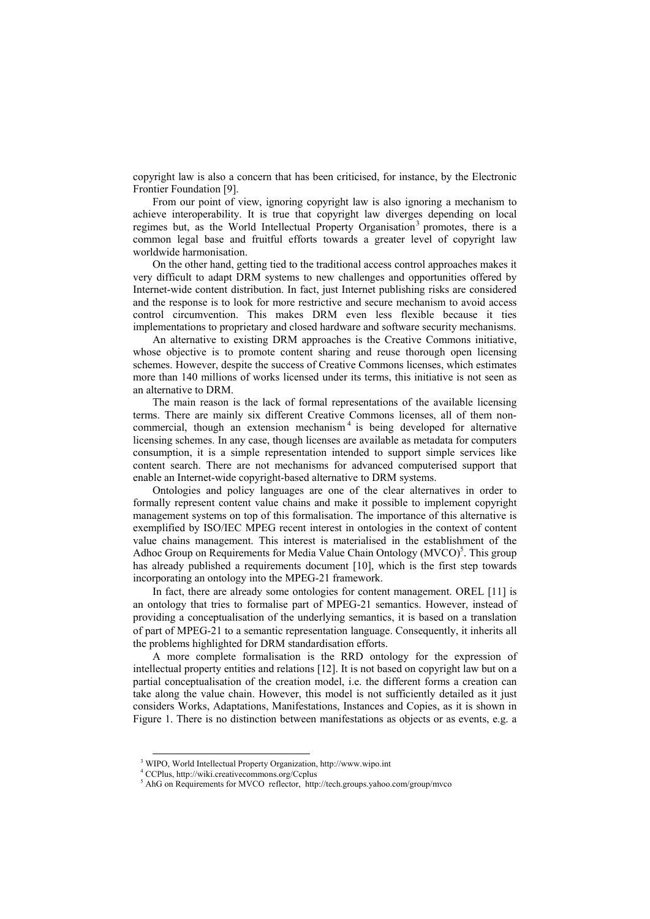copyright law is also a concern that has been criticised, for instance, by the Electronic Frontier Foundation [9].

From our point of view, ignoring copyright law is also ignoring a mechanism to achieve interoperability. It is true that copyright law diverges depending on local regimes but, as the World Intellectual Property Organisation[3] promotes, there is a common legal base and fruitful efforts towards a greater level of copyright law worldwide harmonisation.

On the other hand, getting tied to the traditional access control approaches makes it very difficult to adapt DRM systems to new challenges and opportunities offered by Internet-wide content distribution. In fact, just Internet publishing risks are considered and the response is to look for more restrictive and secure mechanism to avoid access control circumvention. This makes DRM even less flexible because it ties implementations to proprietary and closed hardware and software security mechanisms.

An alternative to existing DRM approaches is the Creative Commons initiative, whose objective is to promote content sharing and reuse thorough open licensing schemes. However, despite the success of Creative Commons licenses, which estimates more than 140 millions of works licensed under its terms, this initiative is not seen as an alternative to DRM.

The main reason is the lack of formal representations of the available licensing terms. There are mainly six different Creative Commons licenses, all of them non-commercial, though an extension mechanism[4] is being developed for alternative licensing schemes. In any case, though licenses are available as metadata for computers consumption, it is a simple representation intended to support simple services like content search. There are not mechanisms for advanced computerised support that enable an Internet-wide copyright-based alternative to DRM systems.

Ontologies and policy languages are one of the clear alternatives in order to formally represent content value chains and make it possible to implement copyright management systems on top of this formalisation. The importance of this alternative is exemplified by ISO/IEC MPEG recent interest in ontologies in the context of content value chains management. This interest is materialised in the establishment of the Adhoc Group on Requirements for Media Value Chain Ontology (MVCO)[5]. This group has already published a requirements document [10], which is the first step towards incorporating an ontology into the MPEG-21 framework.

In fact, there are already some ontologies for content management. OREL [11] is an ontology that tries to formalise part of MPEG-21 semantics. However, instead of providing a conceptualisation of the underlying semantics, it is based on a translation of part of MPEG-21 to a semantic representation language. Consequently, it inherits all the problems highlighted for DRM standardisation efforts.

A more complete formalisation is the RRD ontology for the expression of intellectual property entities and relations [12]. It is not based on copyright law but on a partial conceptualisation of the creation model, i.e. the different forms a creation can take along the value chain. However, this model is not sufficiently detailed as it just considers Works, Adaptations, Manifestations, Instances and Copies, as it is shown in Figure 1. There is no distinction between manifestations as objects or as events, e.g. a

---

[3] WIPO, World Intellectual Property Organization, http://www.wipo.int

[4] CCPlus, http://wiki.creativecommons.org/Ccplus

[5] AhG on Requirements for MVCO reflector, http://tech.groups.yahoo.com/group/mvco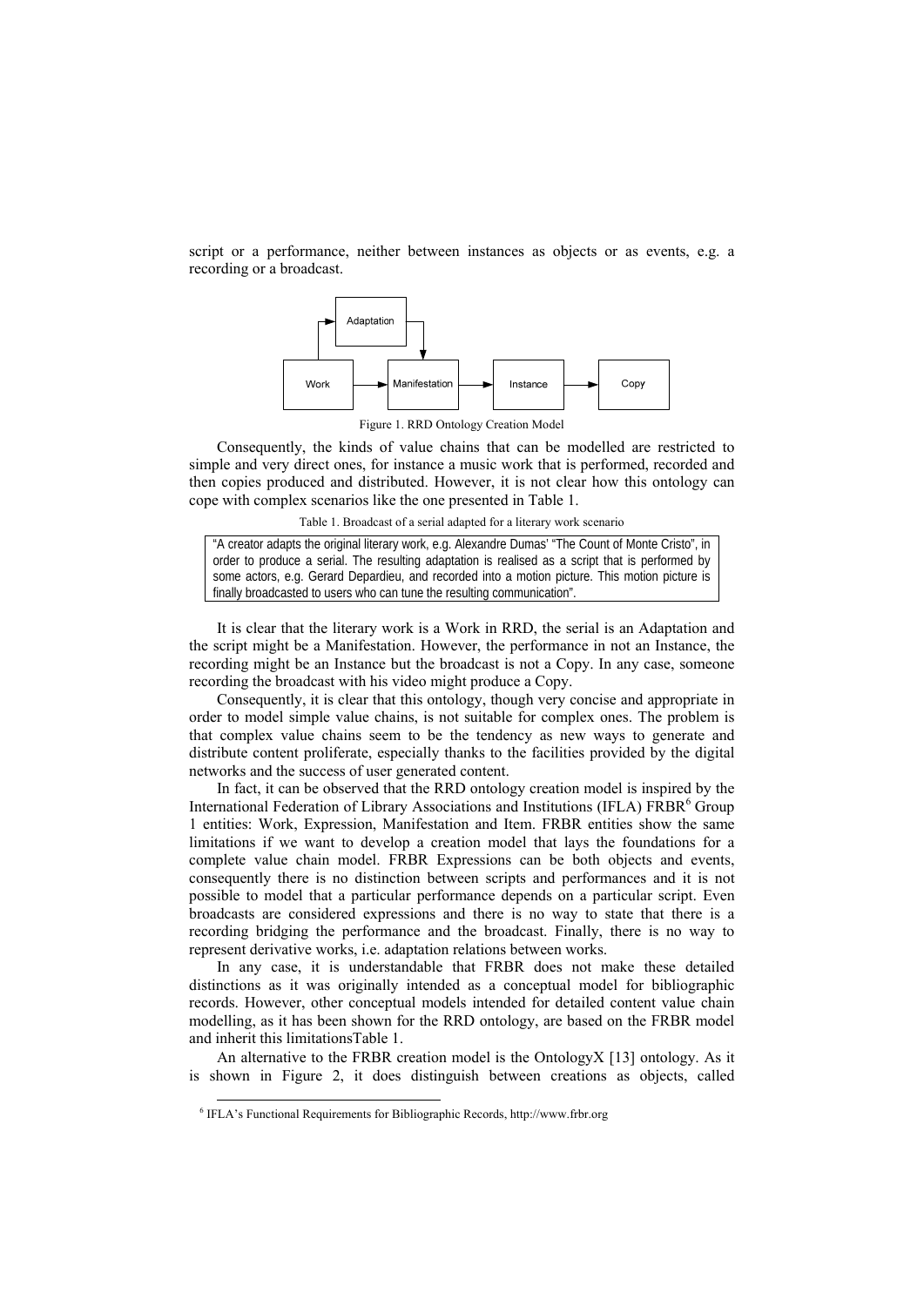script or a performance, neither between instances as objects or as events, e.g. a recording or a broadcast.

Adaptation

Work

Manifestation

Instance

Copy

Figure 1. RRD Ontology Creation Model

Consequently, the kinds of value chains that can be modelled are restricted to simple and very direct ones, for instance a music work that is performed, recorded and then copies produced and distributed. However, it is not clear how this ontology can cope with complex scenarios like the one presented in Table 1.

Table 1. Broadcast of a serial adapted for a literary work scenario

| |
|---|
| "A creator adapts the original literary work, e.g. Alexandre Dumas' "The Count of Monte Cristo", in order to produce a serial. The resulting adaptation is realised as a script that is performed by some actors, e.g. Gerard Depardieu, and recorded into a motion picture. This motion picture is finally broadcasted to users who can tune the resulting communication". |

It is clear that the literary work is a Work in RRD, the serial is an Adaptation and the script might be a Manifestation. However, the performance in not an Instance, the recording might be an Instance but the broadcast is not a Copy. In any case, someone recording the broadcast with his video might produce a Copy.

Consequently, it is clear that this ontology, though very concise and appropriate in order to model simple value chains, is not suitable for complex ones. The problem is that complex value chains seem to be the tendency as new ways to generate and distribute content proliferate, especially thanks to the facilities provided by the digital networks and the success of user generated content.

In fact, it can be observed that the RRD ontology creation model is inspired by the International Federation of Library Associations and Institutions (IFLA) FRBR[6] Group 1 entities: Work, Expression, Manifestation and Item. FRBR entities show the same limitations if we want to develop a creation model that lays the foundations for a complete value chain model. FRBR Expressions can be both objects and events, consequently there is no distinction between scripts and performances and it is not possible to model that a particular performance depends on a particular script. Even broadcasts are considered expressions and there is no way to state that there is a recording bridging the performance and the broadcast. Finally, there is no way to represent derivative works, i.e. adaptation relations between works.

In any case, it is understandable that FRBR does not make these detailed distinctions as it was originally intended as a conceptual model for bibliographic records. However, other conceptual models intended for detailed content value chain modelling, as it has been shown for the RRD ontology, are based on the FRBR model and inherit this limitationsTable 1.

An alternative to the FRBR creation model is the OntologyX [13] ontology. As it is shown in Figure 2, it does distinguish between creations as objects, called

[6] IFLA's Functional Requirements for Bibliographic Records, http://www.frbr.org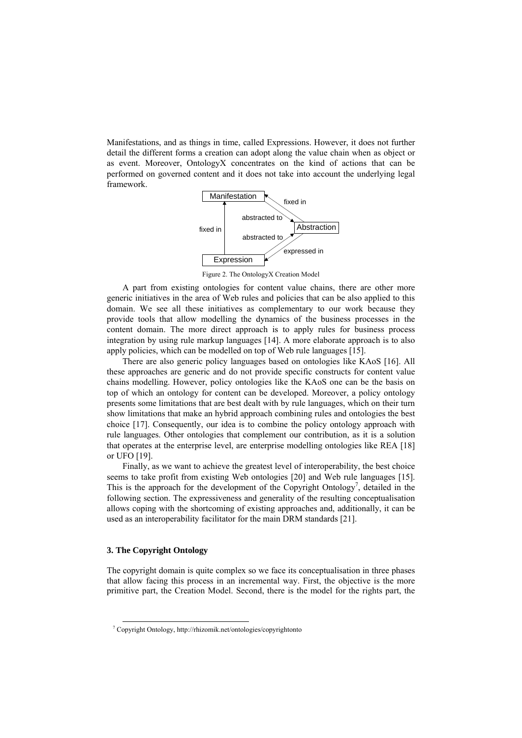Manifestations, and as things in time, called Expressions. However, it does not further detail the different forms a creation can adopt along the value chain when as object or as event. Moreover, OntologyX concentrates on the kind of actions that can be performed on governed content and it does not take into account the underlying legal framework.

Figure 2. The OntologyX Creation Model

A part from existing ontologies for content value chains, there are other more generic initiatives in the area of Web rules and policies that can be also applied to this domain. We see all these initiatives as complementary to our work because they provide tools that allow modelling the dynamics of the business processes in the content domain. The more direct approach is to apply rules for business process integration by using rule markup languages [14]. A more elaborate approach is to also apply policies, which can be modelled on top of Web rule languages [15].

There are also generic policy languages based on ontologies like KAoS [16]. All these approaches are generic and do not provide specific constructs for content value chains modelling. However, policy ontologies like the KAoS one can be the basis on top of which an ontology for content can be developed. Moreover, a policy ontology presents some limitations that are best dealt with by rule languages, which on their turn show limitations that make an hybrid approach combining rules and ontologies the best choice [17]. Consequently, our idea is to combine the policy ontology approach with rule languages. Other ontologies that complement our contribution, as it is a solution that operates at the enterprise level, are enterprise modelling ontologies like REA [18] or UFO [19].

Finally, as we want to achieve the greatest level of interoperability, the best choice seems to take profit from existing Web ontologies [20] and Web rule languages [15]. This is the approach for the development of the Copyright Ontology[7], detailed in the following section. The expressiveness and generality of the resulting conceptualisation allows coping with the shortcoming of existing approaches and, additionally, it can be used as an interoperability facilitator for the main DRM standards [21].

### 3. The Copyright Ontology

The copyright domain is quite complex so we face its conceptualisation in three phases that allow facing this process in an incremental way. First, the objective is the more primitive part, the Creation Model. Second, there is the model for the rights part, the

[7] Copyright Ontology, http://rhizomik.net/ontologies/copyrightonto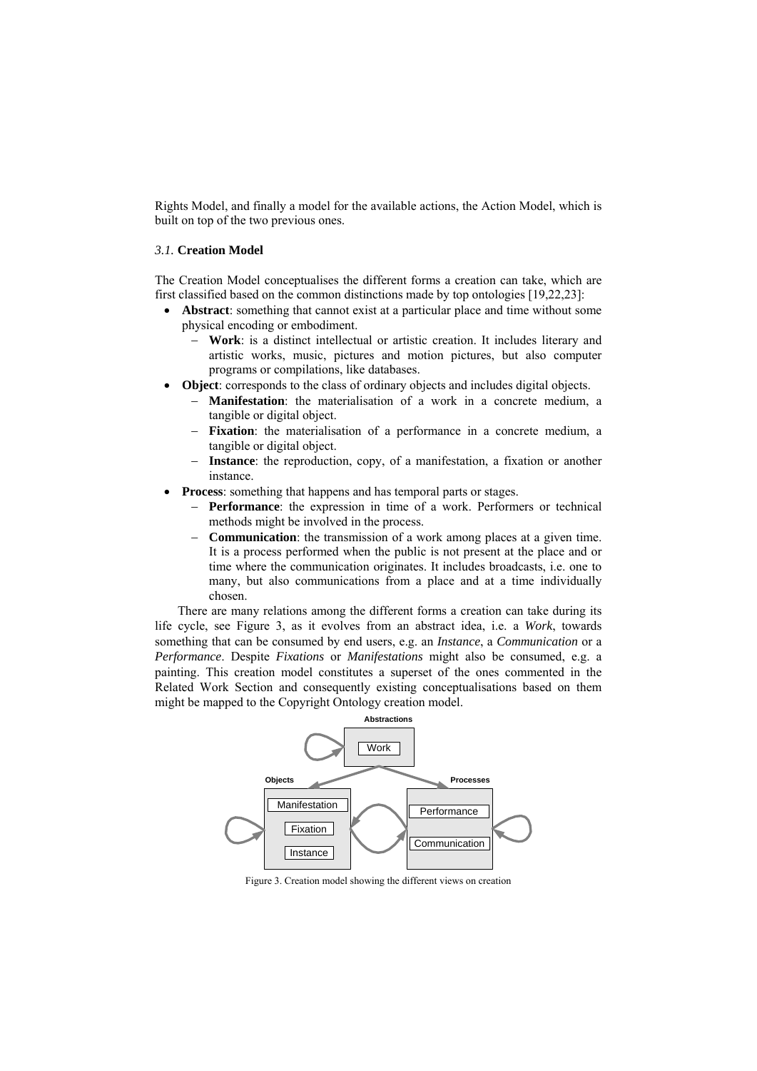Rights Model, and finally a model for the available actions, the Action Model, which is built on top of the two previous ones.

### *3.1.* **Creation Model**

The Creation Model conceptualises the different forms a creation can take, which are first classified based on the common distinctions made by top ontologies [19,22,23]:

- **Abstract**: something that cannot exist at a particular place and time without some physical encoding or embodiment.
  - **Work**: is a distinct intellectual or artistic creation. It includes literary and artistic works, music, pictures and motion pictures, but also computer programs or compilations, like databases.
- **Object**: corresponds to the class of ordinary objects and includes digital objects.
  - **Manifestation**: the materialisation of a work in a concrete medium, a tangible or digital object.
  - **Fixation**: the materialisation of a performance in a concrete medium, a tangible or digital object.
  - **Instance**: the reproduction, copy, of a manifestation, a fixation or another instance.
- **Process**: something that happens and has temporal parts or stages.
  - **Performance**: the expression in time of a work. Performers or technical methods might be involved in the process.
  - **Communication**: the transmission of a work among places at a given time. It is a process performed when the public is not present at the place and or time where the communication originates. It includes broadcasts, i.e. one to many, but also communications from a place and at a time individually chosen.

There are many relations among the different forms a creation can take during its life cycle, see Figure 3, as it evolves from an abstract idea, i.e. a *Work*, towards something that can be consumed by end users, e.g. an *Instance*, a *Communication* or a *Performance*. Despite *Fixations* or *Manifestations* might also be consumed, e.g. a painting. This creation model constitutes a superset of the ones commented in the Related Work Section and consequently existing conceptualisations based on them might be mapped to the Copyright Ontology creation model.

Figure 3. Creation model showing the different views on creation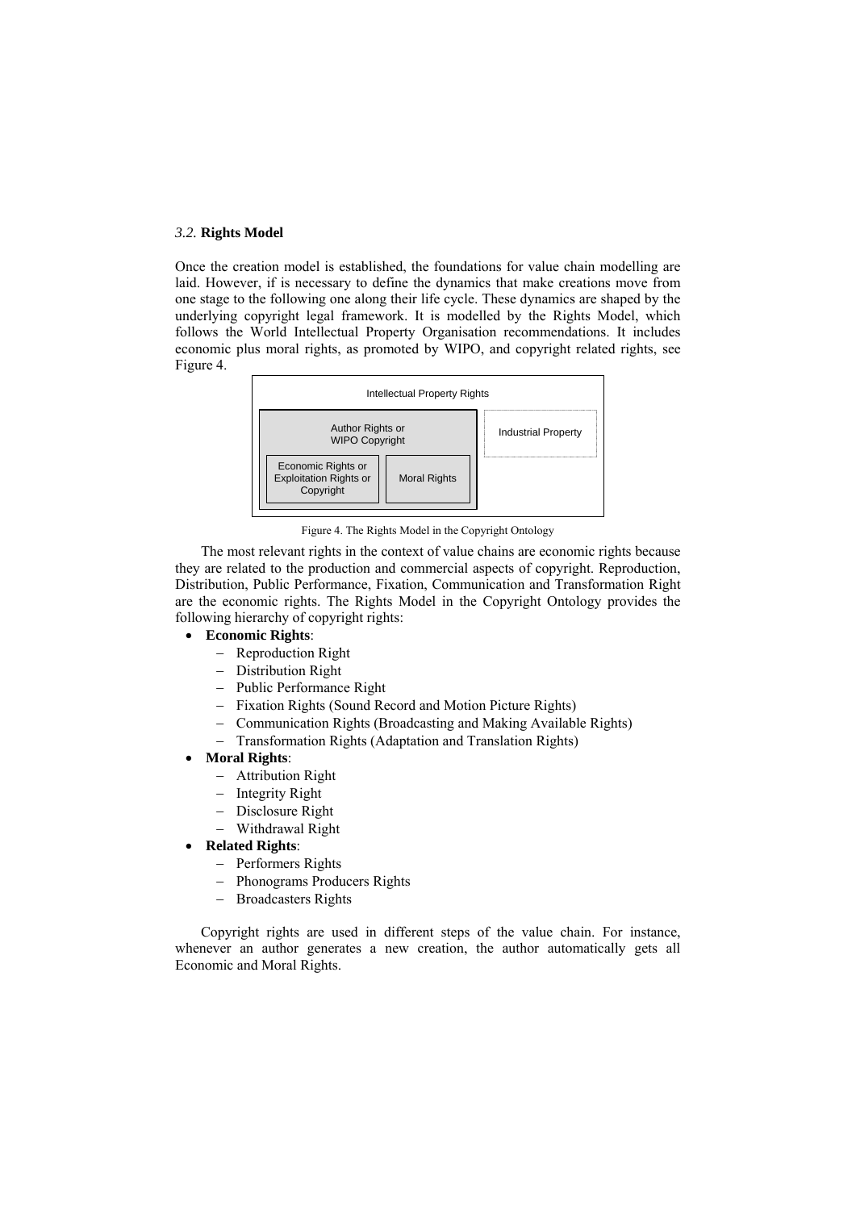### *3.2.* **Rights Model**

Once the creation model is established, the foundations for value chain modelling are laid. However, if is necessary to define the dynamics that make creations move from one stage to the following one along their life cycle. These dynamics are shaped by the underlying copyright legal framework. It is modelled by the Rights Model, which follows the World Intellectual Property Organisation recommendations. It includes economic plus moral rights, as promoted by WIPO, and copyright related rights, see Figure 4.

Intellectual Property Rights

Author Rights or WIPO Copyright

Economic Rights or Exploitation Rights or Copyright

Moral Rights

Industrial Property

Figure 4. The Rights Model in the Copyright Ontology

The most relevant rights in the context of value chains are economic rights because they are related to the production and commercial aspects of copyright. Reproduction, Distribution, Public Performance, Fixation, Communication and Transformation Right are the economic rights. The Rights Model in the Copyright Ontology provides the following hierarchy of copyright rights:

- **Economic Rights**:
  - Reproduction Right
  - Distribution Right
  - Public Performance Right
  - Fixation Rights (Sound Record and Motion Picture Rights)
  - Communication Rights (Broadcasting and Making Available Rights)
  - Transformation Rights (Adaptation and Translation Rights)
- **Moral Rights**:
  - Attribution Right
  - Integrity Right
  - Disclosure Right
  - Withdrawal Right
- **Related Rights**:
  - Performers Rights
  - Phonograms Producers Rights
  - Broadcasters Rights

Copyright rights are used in different steps of the value chain. For instance, whenever an author generates a new creation, the author automatically gets all Economic and Moral Rights.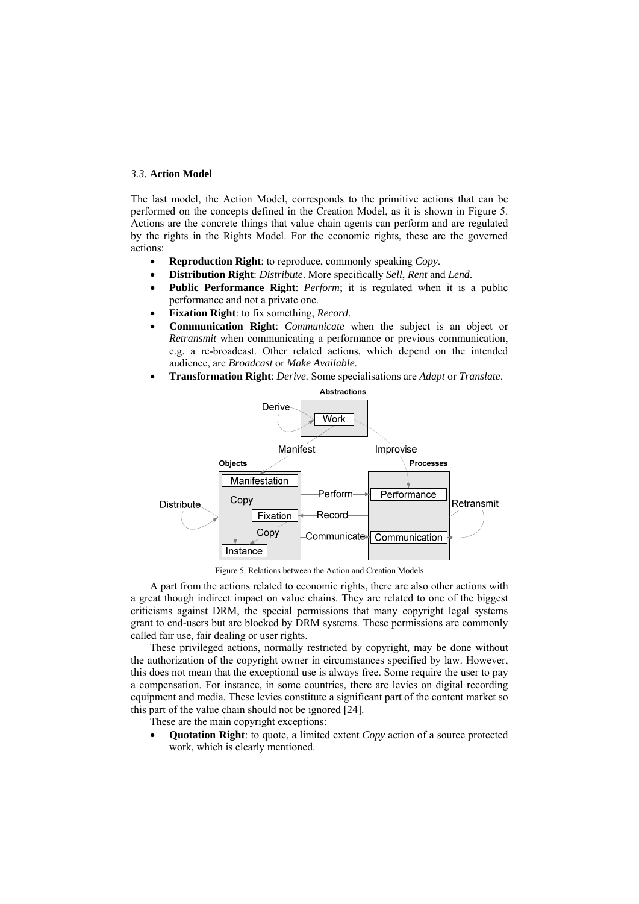### *3.3.* **Action Model**

The last model, the Action Model, corresponds to the primitive actions that can be performed on the concepts defined in the Creation Model, as it is shown in Figure 5. Actions are the concrete things that value chain agents can perform and are regulated by the rights in the Rights Model. For the economic rights, these are the governed actions:

- **Reproduction Right**: to reproduce, commonly speaking *Copy*.
- **Distribution Right**: *Distribute*. More specifically *Sell*, *Rent* and *Lend*.
- **Public Performance Right**: *Perform*; it is regulated when it is a public performance and not a private one.
- **Fixation Right**: to fix something, *Record*.
- **Communication Right**: *Communicate* when the subject is an object or *Retransmit* when communicating a performance or previous communication, e.g. a re-broadcast. Other related actions, which depend on the intended audience, are *Broadcast* or *Make Available*.
- **Transformation Right**: *Derive*. Some specialisations are *Adapt* or *Translate*.

Figure 5. Relations between the Action and Creation Models

A part from the actions related to economic rights, there are also other actions with a great though indirect impact on value chains. They are related to one of the biggest criticisms against DRM, the special permissions that many copyright legal systems grant to end-users but are blocked by DRM systems. These permissions are commonly called fair use, fair dealing or user rights.

These privileged actions, normally restricted by copyright, may be done without the authorization of the copyright owner in circumstances specified by law. However, this does not mean that the exceptional use is always free. Some require the user to pay a compensation. For instance, in some countries, there are levies on digital recording equipment and media. These levies constitute a significant part of the content market so this part of the value chain should not be ignored [24].

These are the main copyright exceptions:

- **Quotation Right**: to quote, a limited extent *Copy* action of a source protected work, which is clearly mentioned.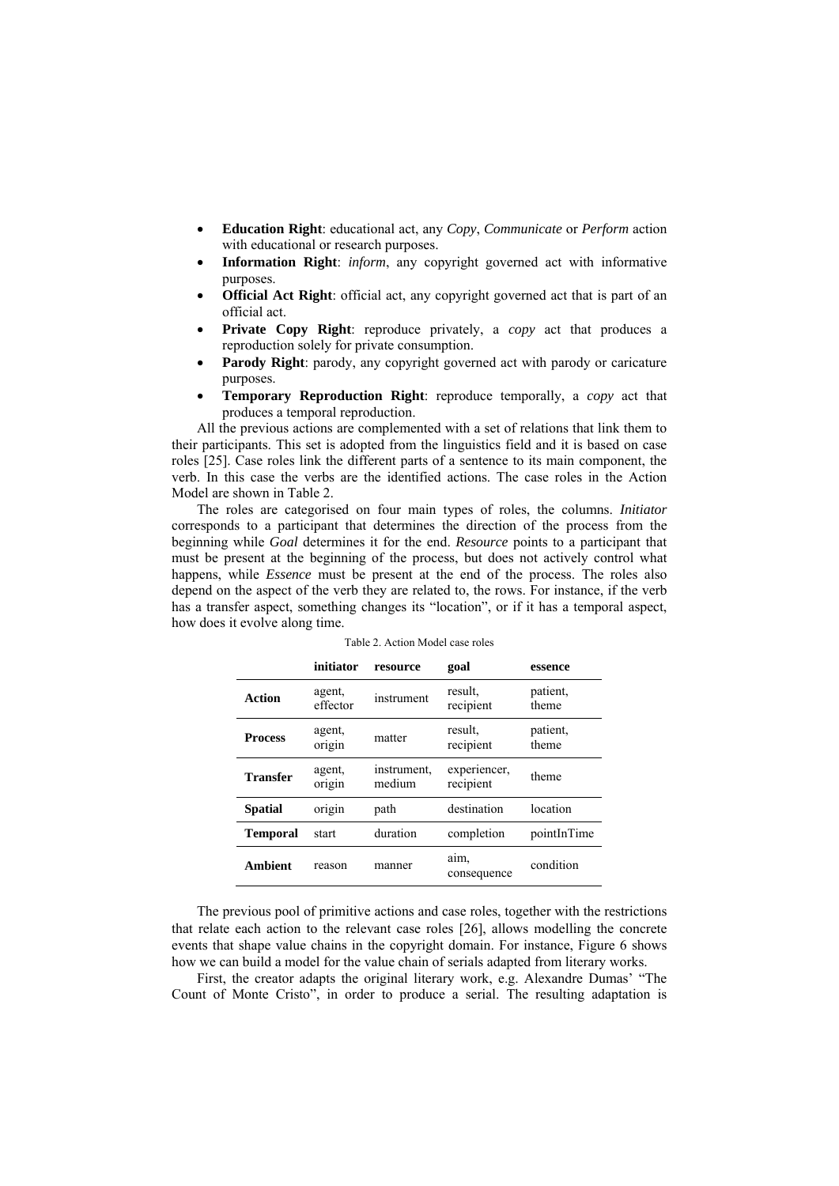- **Education Right**: educational act, any *Copy*, *Communicate* or *Perform* action with educational or research purposes.
- **Information Right**: *inform*, any copyright governed act with informative purposes.
- **Official Act Right**: official act, any copyright governed act that is part of an official act.
- **Private Copy Right**: reproduce privately, a *copy* act that produces a reproduction solely for private consumption.
- **Parody Right**: parody, any copyright governed act with parody or caricature purposes.
- **Temporary Reproduction Right**: reproduce temporally, a *copy* act that produces a temporal reproduction.

All the previous actions are complemented with a set of relations that link them to their participants. This set is adopted from the linguistics field and it is based on case roles [25]. Case roles link the different parts of a sentence to its main component, the verb. In this case the verbs are the identified actions. The case roles in the Action Model are shown in Table 2.

The roles are categorised on four main types of roles, the columns. *Initiator* corresponds to a participant that determines the direction of the process from the beginning while *Goal* determines it for the end. *Resource* points to a participant that must be present at the beginning of the process, but does not actively control what happens, while *Essence* must be present at the end of the process. The roles also depend on the aspect of the verb they are related to, the rows. For instance, if the verb has a transfer aspect, something changes its "location", or if it has a temporal aspect, how does it evolve along time.

Table 2. Action Model case roles

| | **initiator** | **resource** | **goal** | **essence** |
|---|---|---|---|---|
| **Action** | agent, effector | instrument | result, recipient | patient, theme |
| **Process** | agent, origin | matter | result, recipient | patient, theme |
| **Transfer** | agent, origin | instrument, medium | experiencer, recipient | theme |
| **Spatial** | origin | path | destination | location |
| **Temporal** | start | duration | completion | pointInTime |
| **Ambient** | reason | manner | aim, consequence | condition |

The previous pool of primitive actions and case roles, together with the restrictions that relate each action to the relevant case roles [26], allows modelling the concrete events that shape value chains in the copyright domain. For instance, Figure 6 shows how we can build a model for the value chain of serials adapted from literary works.

First, the creator adapts the original literary work, e.g. Alexandre Dumas' "The Count of Monte Cristo", in order to produce a serial. The resulting adaptation is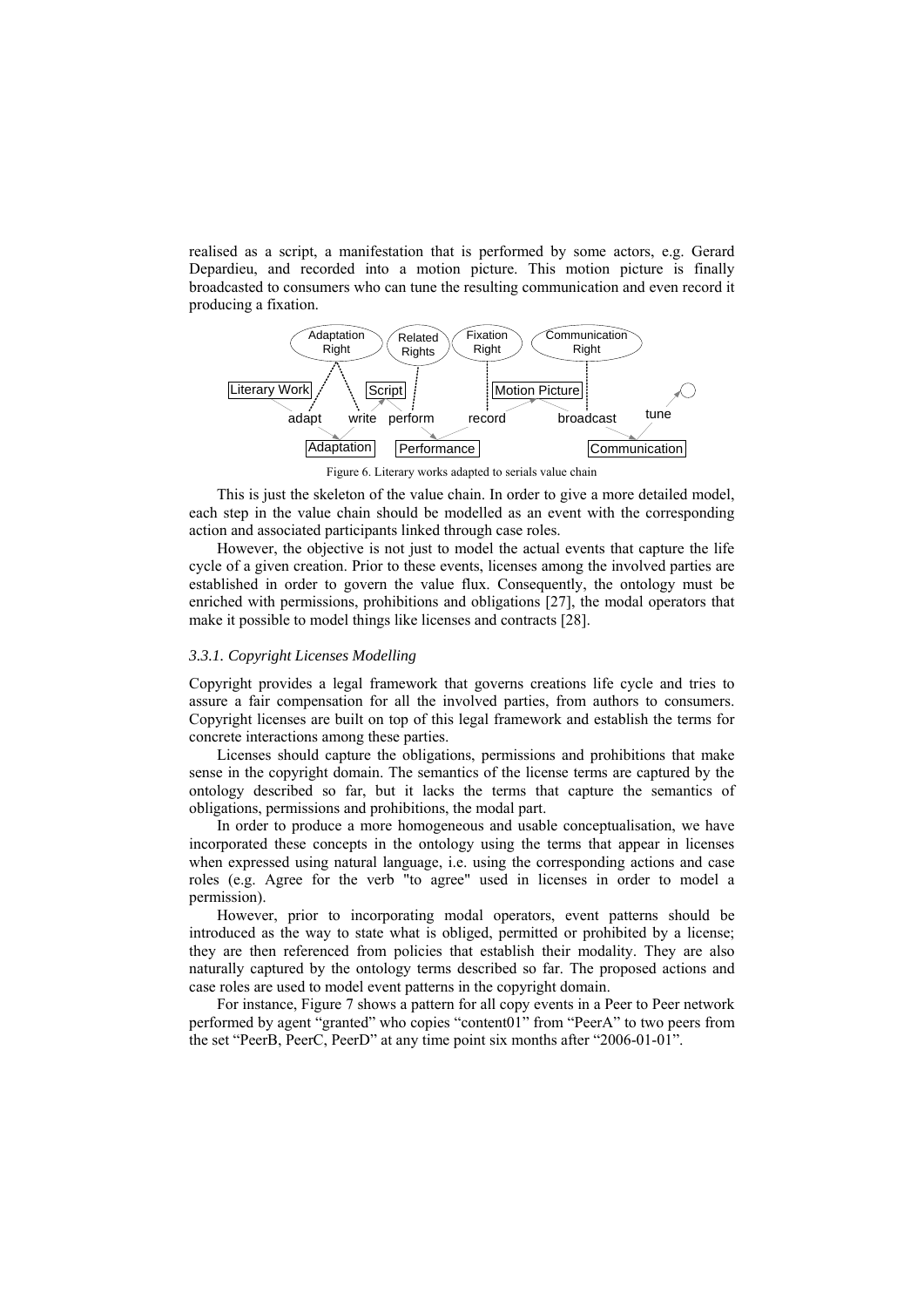realised as a script, a manifestation that is performed by some actors, e.g. Gerard Depardieu, and recorded into a motion picture. This motion picture is finally broadcasted to consumers who can tune the resulting communication and even record it producing a fixation.

Adaptation Right
Related Rights
Fixation Right
Communication Right
Literary Work
Script
Motion Picture
adapt
write
perform
record
broadcast
tune
Adaptation
Performance
Communication

Figure 6. Literary works adapted to serials value chain

This is just the skeleton of the value chain. In order to give a more detailed model, each step in the value chain should be modelled as an event with the corresponding action and associated participants linked through case roles.

However, the objective is not just to model the actual events that capture the life cycle of a given creation. Prior to these events, licenses among the involved parties are established in order to govern the value flux. Consequently, the ontology must be enriched with permissions, prohibitions and obligations [27], the modal operators that make it possible to model things like licenses and contracts [28].

### *3.3.1. Copyright Licenses Modelling*

Copyright provides a legal framework that governs creations life cycle and tries to assure a fair compensation for all the involved parties, from authors to consumers. Copyright licenses are built on top of this legal framework and establish the terms for concrete interactions among these parties.

Licenses should capture the obligations, permissions and prohibitions that make sense in the copyright domain. The semantics of the license terms are captured by the ontology described so far, but it lacks the terms that capture the semantics of obligations, permissions and prohibitions, the modal part.

In order to produce a more homogeneous and usable conceptualisation, we have incorporated these concepts in the ontology using the terms that appear in licenses when expressed using natural language, i.e. using the corresponding actions and case roles (e.g. Agree for the verb "to agree" used in licenses in order to model a permission).

However, prior to incorporating modal operators, event patterns should be introduced as the way to state what is obliged, permitted or prohibited by a license; they are then referenced from policies that establish their modality. They are also naturally captured by the ontology terms described so far. The proposed actions and case roles are used to model event patterns in the copyright domain.

For instance, Figure 7 shows a pattern for all copy events in a Peer to Peer network performed by agent "granted" who copies "content01" from "PeerA" to two peers from the set "PeerB, PeerC, PeerD" at any time point six months after "2006-01-01".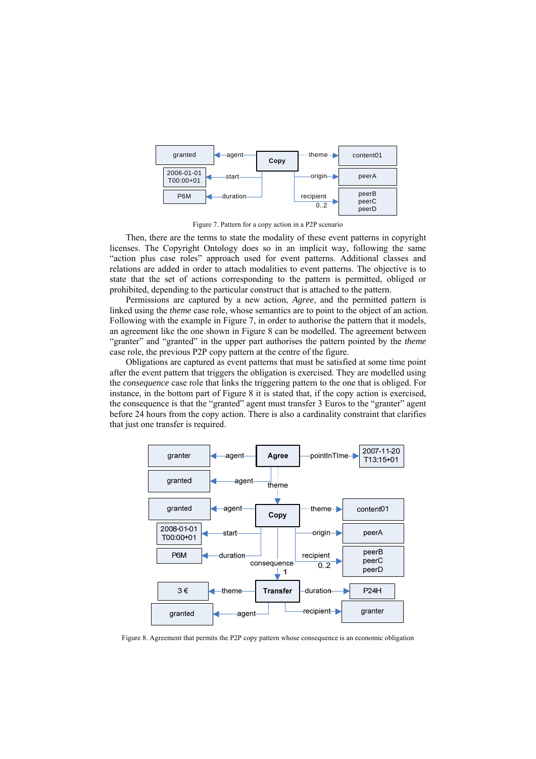Figure 7. Pattern for a copy action in a P2P scenario

Then, there are the terms to state the modality of these event patterns in copyright licenses. The Copyright Ontology does so in an implicit way, following the same "action plus case roles" approach used for event patterns. Additional classes and relations are added in order to attach modalities to event patterns. The objective is to state that the set of actions corresponding to the pattern is permitted, obliged or prohibited, depending to the particular construct that is attached to the pattern.

Permissions are captured by a new action, *Agree*, and the permitted pattern is linked using the *theme* case role, whose semantics are to point to the object of an action. Following with the example in Figure 7, in order to authorise the pattern that it models, an agreement like the one shown in Figure 8 can be modelled. The agreement between "granter" and "granted" in the upper part authorises the pattern pointed by the *theme* case role, the previous P2P copy pattern at the centre of the figure.

Obligations are captured as event patterns that must be satisfied at some time point after the event pattern that triggers the obligation is exercised. They are modelled using the *consequence* case role that links the triggering pattern to the one that is obliged. For instance, in the bottom part of Figure 8 it is stated that, if the copy action is exercised, the consequence is that the "granted" agent must transfer 3 Euros to the "granter" agent before 24 hours from the copy action. There is also a cardinality constraint that clarifies that just one transfer is required.

Figure 8. Agreement that permits the P2P copy pattern whose consequence is an economic obligation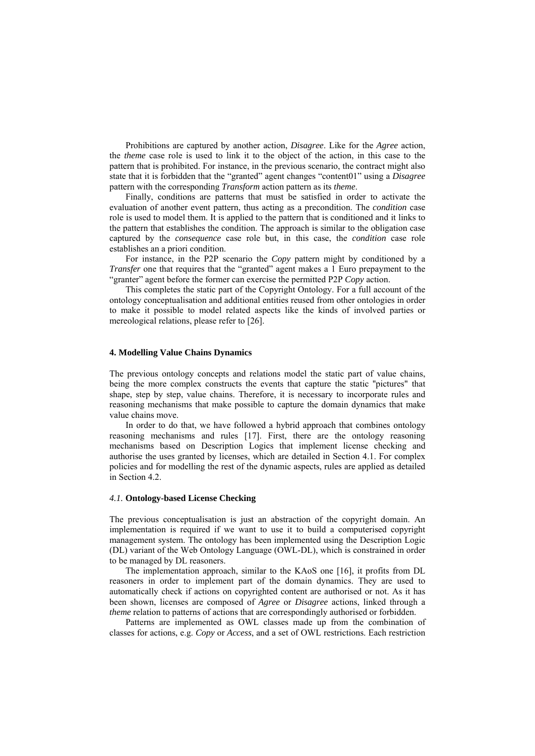Prohibitions are captured by another action, *Disagree*. Like for the *Agree* action, the *theme* case role is used to link it to the object of the action, in this case to the pattern that is prohibited. For instance, in the previous scenario, the contract might also state that it is forbidden that the "granted" agent changes "content01" using a *Disagree* pattern with the corresponding *Transform* action pattern as its *theme*.

Finally, conditions are patterns that must be satisfied in order to activate the evaluation of another event pattern, thus acting as a precondition. The *condition* case role is used to model them. It is applied to the pattern that is conditioned and it links to the pattern that establishes the condition. The approach is similar to the obligation case captured by the *consequence* case role but, in this case, the *condition* case role establishes an a priori condition.

For instance, in the P2P scenario the *Copy* pattern might by conditioned by a *Transfer* one that requires that the "granted" agent makes a 1 Euro prepayment to the "granter" agent before the former can exercise the permitted P2P *Copy* action.

This completes the static part of the Copyright Ontology. For a full account of the ontology conceptualisation and additional entities reused from other ontologies in order to make it possible to model related aspects like the kinds of involved parties or mereological relations, please refer to [26].

## 4. Modelling Value Chains Dynamics

The previous ontology concepts and relations model the static part of value chains, being the more complex constructs the events that capture the static "pictures" that shape, step by step, value chains. Therefore, it is necessary to incorporate rules and reasoning mechanisms that make possible to capture the domain dynamics that make value chains move.

In order to do that, we have followed a hybrid approach that combines ontology reasoning mechanisms and rules [17]. First, there are the ontology reasoning mechanisms based on Description Logics that implement license checking and authorise the uses granted by licenses, which are detailed in Section 4.1. For complex policies and for modelling the rest of the dynamic aspects, rules are applied as detailed in Section 4.2.

### *4.1.* Ontology-based License Checking

The previous conceptualisation is just an abstraction of the copyright domain. An implementation is required if we want to use it to build a computerised copyright management system. The ontology has been implemented using the Description Logic (DL) variant of the Web Ontology Language (OWL-DL), which is constrained in order to be managed by DL reasoners.

The implementation approach, similar to the KAoS one [16], it profits from DL reasoners in order to implement part of the domain dynamics. They are used to automatically check if actions on copyrighted content are authorised or not. As it has been shown, licenses are composed of *Agree* or *Disagree* actions, linked through a *theme* relation to patterns of actions that are correspondingly authorised or forbidden.

Patterns are implemented as OWL classes made up from the combination of classes for actions, e.g. *Copy* or *Access*, and a set of OWL restrictions. Each restriction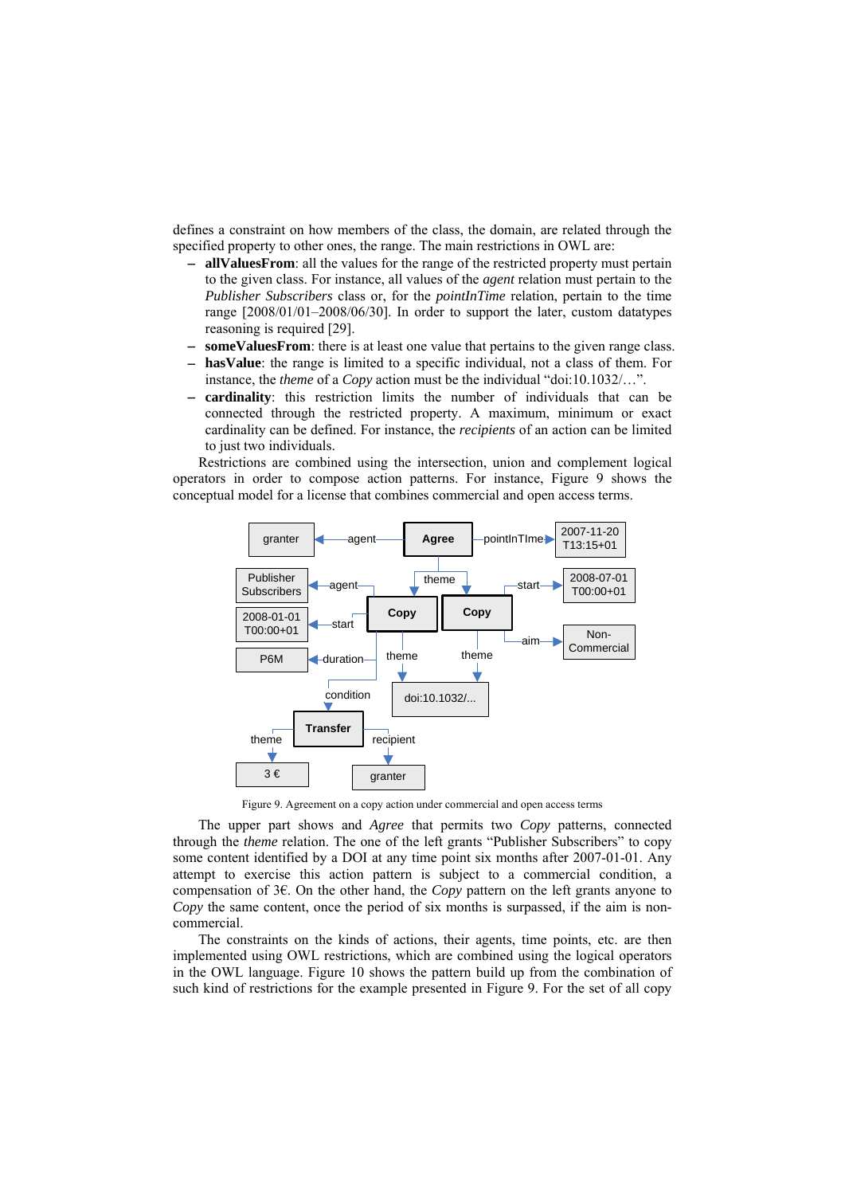defines a constraint on how members of the class, the domain, are related through the specified property to other ones, the range. The main restrictions in OWL are:

– **allValuesFrom**: all the values for the range of the restricted property must pertain to the given class. For instance, all values of the *agent* relation must pertain to the *Publisher Subscribers* class or, for the *pointInTime* relation, pertain to the time range [2008/01/01–2008/06/30]. In order to support the later, custom datatypes reasoning is required [29].
– **someValuesFrom**: there is at least one value that pertains to the given range class.
– **hasValue**: the range is limited to a specific individual, not a class of them. For instance, the *theme* of a *Copy* action must be the individual "doi:10.1032/…".
– **cardinality**: this restriction limits the number of individuals that can be connected through the restricted property. A maximum, minimum or exact cardinality can be defined. For instance, the *recipients* of an action can be limited to just two individuals.

Restrictions are combined using the intersection, union and complement logical operators in order to compose action patterns. For instance, Figure 9 shows the conceptual model for a license that combines commercial and open access terms.

Figure 9. Agreement on a copy action under commercial and open access terms

The upper part shows and *Agree* that permits two *Copy* patterns, connected through the *theme* relation. The one of the left grants "Publisher Subscribers" to copy some content identified by a DOI at any time point six months after 2007-01-01. Any attempt to exercise this action pattern is subject to a commercial condition, a compensation of 3€. On the other hand, the *Copy* pattern on the left grants anyone to *Copy* the same content, once the period of six months is surpassed, if the aim is non-commercial.

The constraints on the kinds of actions, their agents, time points, etc. are then implemented using OWL restrictions, which are combined using the logical operators in the OWL language. Figure 10 shows the pattern build up from the combination of such kind of restrictions for the example presented in Figure 9. For the set of all copy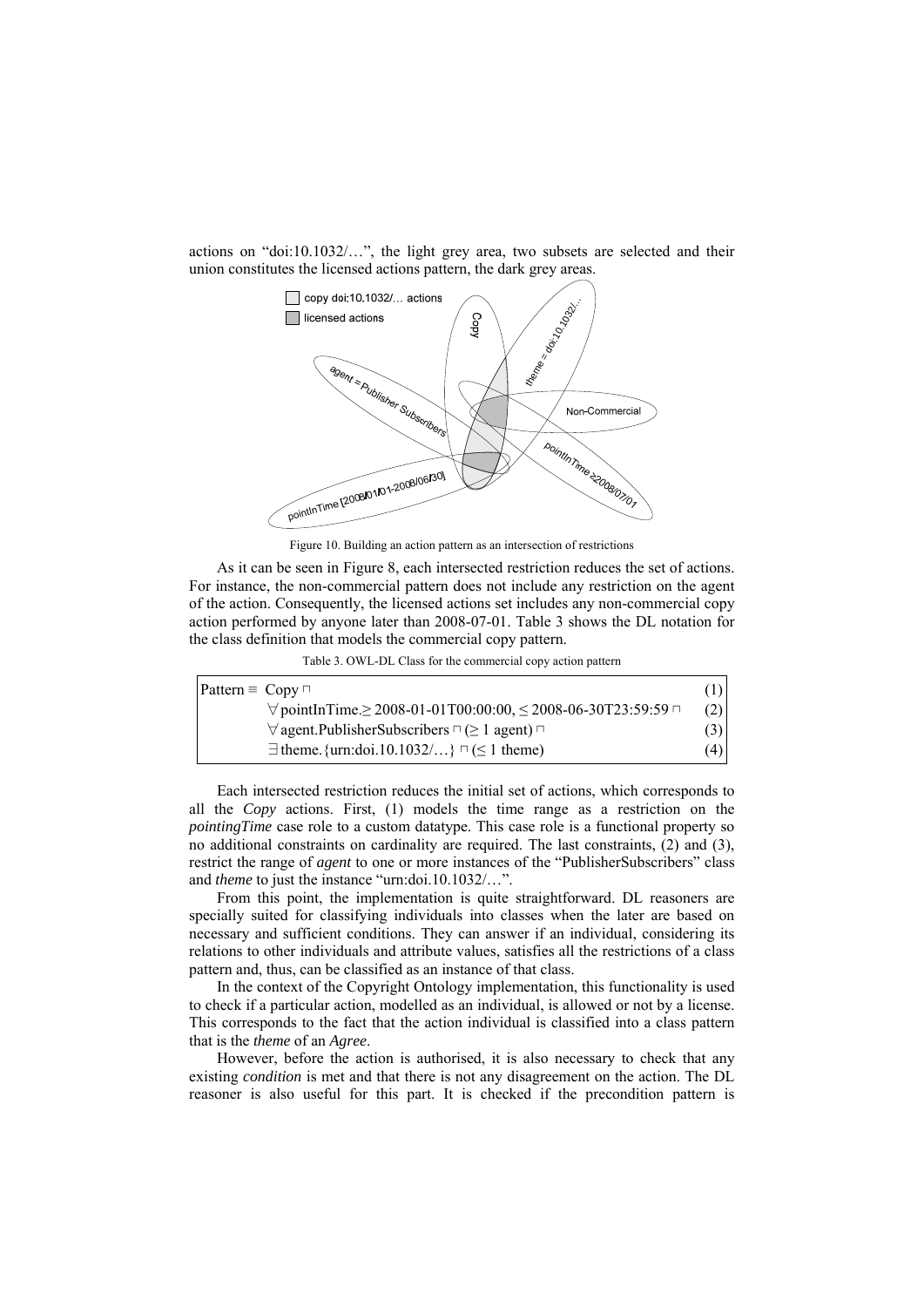actions on "doi:10.1032/…", the light grey area, two subsets are selected and their union constitutes the licensed actions pattern, the dark grey areas.

Figure 10. Building an action pattern as an intersection of restrictions

As it can be seen in Figure 8, each intersected restriction reduces the set of actions. For instance, the non-commercial pattern does not include any restriction on the agent of the action. Consequently, the licensed actions set includes any non-commercial copy action performed by anyone later than 2008-07-01. Table 3 shows the DL notation for the class definition that models the commercial copy pattern.

Table 3. OWL-DL Class for the commercial copy action pattern

| | |
|---|---|
| Pattern ≡ Copy ⊓ | (1) |
| ∀pointInTime.≥ 2008-01-01T00:00:00, ≤ 2008-06-30T23:59:59 ⊓ | (2) |
| ∀agent.PublisherSubscribers ⊓ (≥ 1 agent) ⊓ | (3) |
| ∃theme.{urn:doi.10.1032/…} ⊓ (≤ 1 theme) | (4) |

Each intersected restriction reduces the initial set of actions, which corresponds to all the *Copy* actions. First, (1) models the time range as a restriction on the *pointingTime* case role to a custom datatype. This case role is a functional property so no additional constraints on cardinality are required. The last constraints, (2) and (3), restrict the range of *agent* to one or more instances of the "PublisherSubscribers" class and *theme* to just the instance "urn:doi.10.1032/…".

From this point, the implementation is quite straightforward. DL reasoners are specially suited for classifying individuals into classes when the later are based on necessary and sufficient conditions. They can answer if an individual, considering its relations to other individuals and attribute values, satisfies all the restrictions of a class pattern and, thus, can be classified as an instance of that class.

In the context of the Copyright Ontology implementation, this functionality is used to check if a particular action, modelled as an individual, is allowed or not by a license. This corresponds to the fact that the action individual is classified into a class pattern that is the *theme* of an *Agree*.

However, before the action is authorised, it is also necessary to check that any existing *condition* is met and that there is not any disagreement on the action. The DL reasoner is also useful for this part. It is checked if the precondition pattern is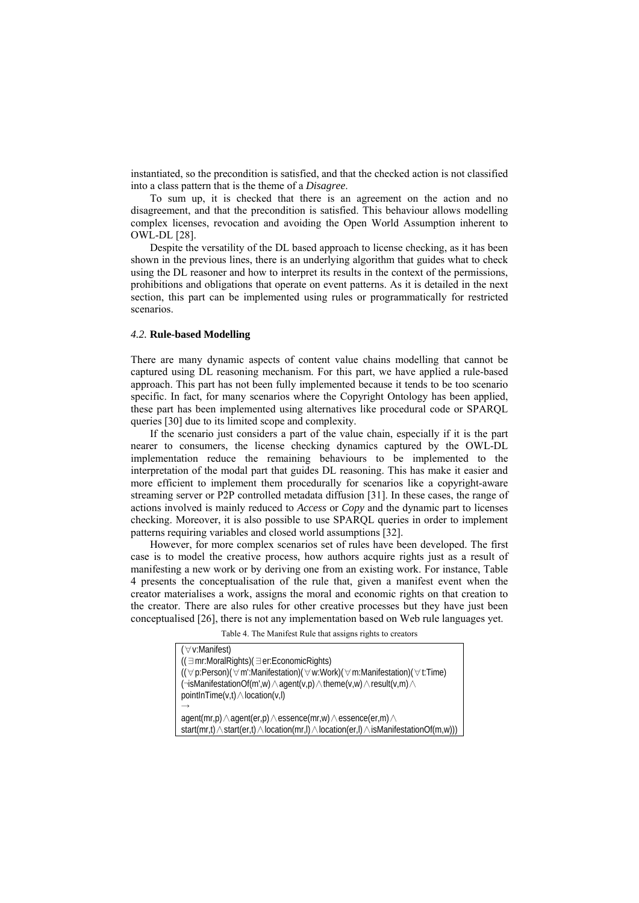instantiated, so the precondition is satisfied, and that the checked action is not classified into a class pattern that is the theme of a *Disagree*.

To sum up, it is checked that there is an agreement on the action and no disagreement, and that the precondition is satisfied. This behaviour allows modelling complex licenses, revocation and avoiding the Open World Assumption inherent to OWL-DL [28].

Despite the versatility of the DL based approach to license checking, as it has been shown in the previous lines, there is an underlying algorithm that guides what to check using the DL reasoner and how to interpret its results in the context of the permissions, prohibitions and obligations that operate on event patterns. As it is detailed in the next section, this part can be implemented using rules or programmatically for restricted scenarios.

### *4.2.* **Rule-based Modelling**

There are many dynamic aspects of content value chains modelling that cannot be captured using DL reasoning mechanism. For this part, we have applied a rule-based approach. This part has not been fully implemented because it tends to be too scenario specific. In fact, for many scenarios where the Copyright Ontology has been applied, these part has been implemented using alternatives like procedural code or SPARQL queries [30] due to its limited scope and complexity.

If the scenario just considers a part of the value chain, especially if it is the part nearer to consumers, the license checking dynamics captured by the OWL-DL implementation reduce the remaining behaviours to be implemented to the interpretation of the modal part that guides DL reasoning. This has make it easier and more efficient to implement them procedurally for scenarios like a copyright-aware streaming server or P2P controlled metadata diffusion [31]. In these cases, the range of actions involved is mainly reduced to *Access* or *Copy* and the dynamic part to licenses checking. Moreover, it is also possible to use SPARQL queries in order to implement patterns requiring variables and closed world assumptions [32].

However, for more complex scenarios set of rules have been developed. The first case is to model the creative process, how authors acquire rights just as a result of manifesting a new work or by deriving one from an existing work. For instance, Table 4 presents the conceptualisation of the rule that, given a manifest event when the creator materialises a work, assigns the moral and economic rights on that creation to the creator. There are also rules for other creative processes but they have just been conceptualised [26], there is not any implementation based on Web rule languages yet.

Table 4. The Manifest Rule that assigns rights to creators

```
(∀v:Manifest)
((∃mr:MoralRights)(∃er:EconomicRights)
((∀p:Person)(∀m':Manifestation)(∀w:Work)(∀m:Manifestation)(∀t:Time)
(¬isManifestationOf(m',w)∧agent(v,p)∧theme(v,w)∧result(v,m)∧
pointInTime(v,t)∧location(v,l)
→
agent(mr,p)∧agent(er,p)∧essence(mr,w)∧essence(er,m)∧
start(mr,t)∧start(er,t)∧location(mr,l)∧location(er,l)∧isManifestationOf(m,w)))
```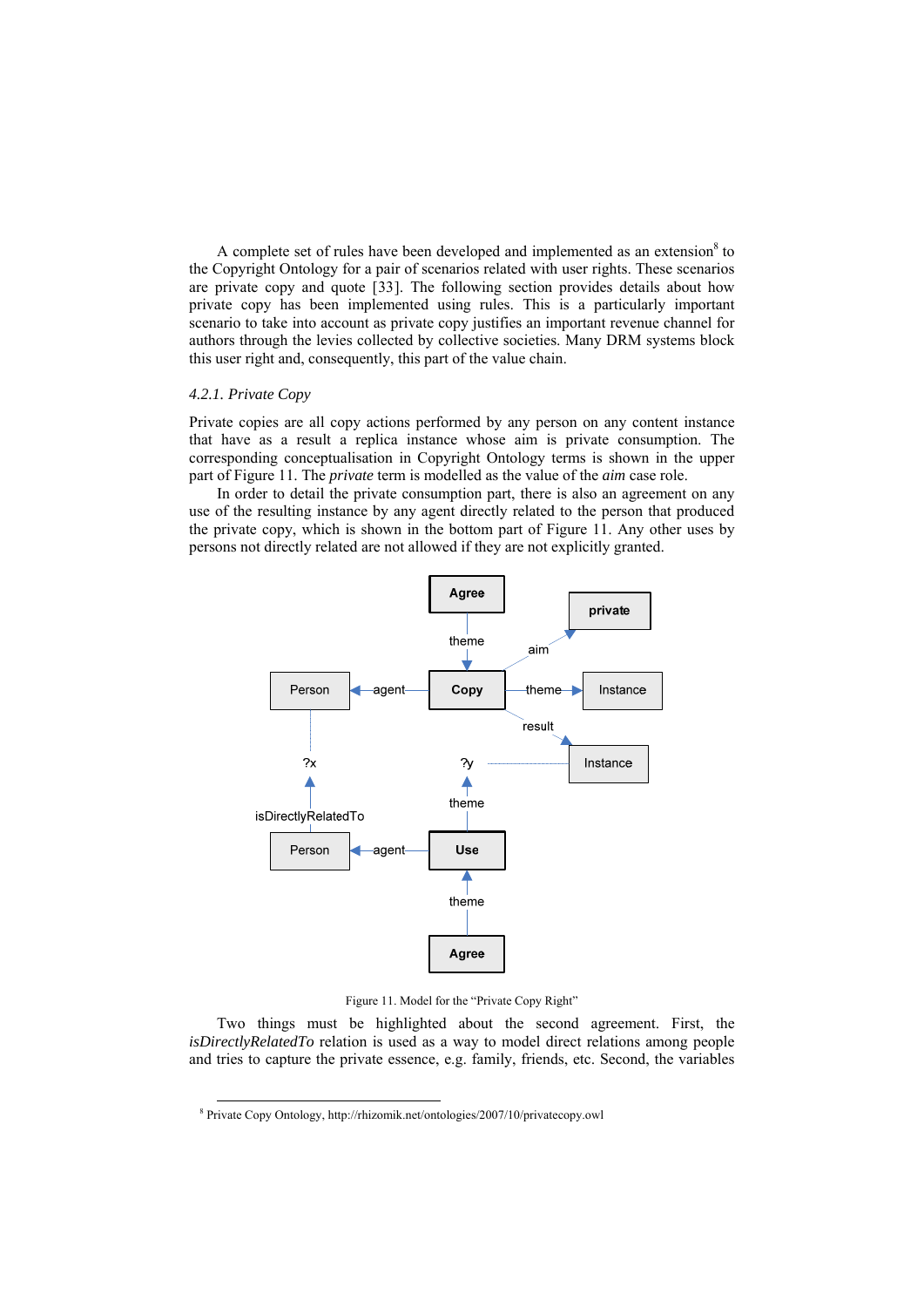A complete set of rules have been developed and implemented as an extension[8] to the Copyright Ontology for a pair of scenarios related with user rights. These scenarios are private copy and quote [33]. The following section provides details about how private copy has been implemented using rules. This is a particularly important scenario to take into account as private copy justifies an important revenue channel for authors through the levies collected by collective societies. Many DRM systems block this user right and, consequently, this part of the value chain.

### 4.2.1. Private Copy

Private copies are all copy actions performed by any person on any content instance that have as a result a replica instance whose aim is private consumption. The corresponding conceptualisation in Copyright Ontology terms is shown in the upper part of Figure 11. The *private* term is modelled as the value of the *aim* case role.

In order to detail the private consumption part, there is also an agreement on any use of the resulting instance by any agent directly related to the person that produced the private copy, which is shown in the bottom part of Figure 11. Any other uses by persons not directly related are not allowed if they are not explicitly granted.

Figure 11. Model for the "Private Copy Right"

Two things must be highlighted about the second agreement. First, the *isDirectlyRelatedTo* relation is used as a way to model direct relations among people and tries to capture the private essence, e.g. family, friends, etc. Second, the variables

[8] Private Copy Ontology, http://rhizomik.net/ontologies/2007/10/privatecopy.owl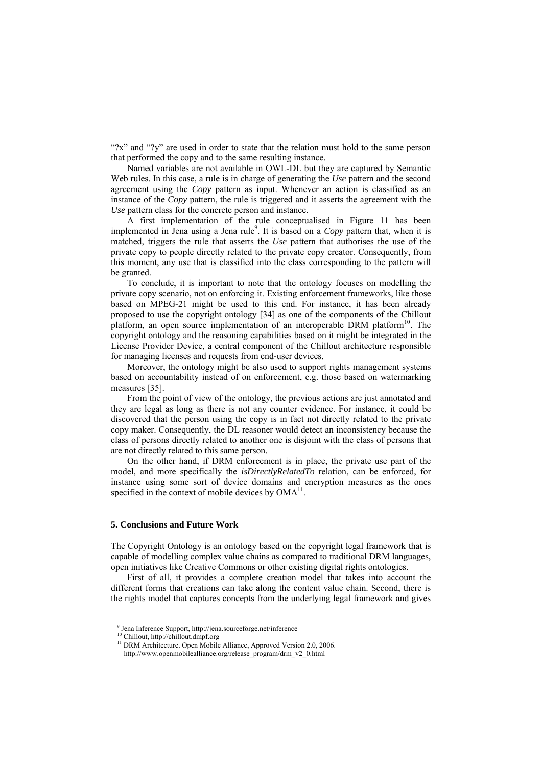"?x" and "?y" are used in order to state that the relation must hold to the same person that performed the copy and to the same resulting instance.

Named variables are not available in OWL-DL but they are captured by Semantic Web rules. In this case, a rule is in charge of generating the *Use* pattern and the second agreement using the *Copy* pattern as input. Whenever an action is classified as an instance of the *Copy* pattern, the rule is triggered and it asserts the agreement with the *Use* pattern class for the concrete person and instance.

A first implementation of the rule conceptualised in Figure 11 has been implemented in Jena using a Jena rule[9]. It is based on a *Copy* pattern that, when it is matched, triggers the rule that asserts the *Use* pattern that authorises the use of the private copy to people directly related to the private copy creator. Consequently, from this moment, any use that is classified into the class corresponding to the pattern will be granted.

To conclude, it is important to note that the ontology focuses on modelling the private copy scenario, not on enforcing it. Existing enforcement frameworks, like those based on MPEG-21 might be used to this end. For instance, it has been already proposed to use the copyright ontology [34] as one of the components of the Chillout platform, an open source implementation of an interoperable DRM platform[10]. The copyright ontology and the reasoning capabilities based on it might be integrated in the License Provider Device, a central component of the Chillout architecture responsible for managing licenses and requests from end-user devices.

Moreover, the ontology might be also used to support rights management systems based on accountability instead of on enforcement, e.g. those based on watermarking measures [35].

From the point of view of the ontology, the previous actions are just annotated and they are legal as long as there is not any counter evidence. For instance, it could be discovered that the person using the copy is in fact not directly related to the private copy maker. Consequently, the DL reasoner would detect an inconsistency because the class of persons directly related to another one is disjoint with the class of persons that are not directly related to this same person.

On the other hand, if DRM enforcement is in place, the private use part of the model, and more specifically the *isDirectlyRelatedTo* relation, can be enforced, for instance using some sort of device domains and encryption measures as the ones specified in the context of mobile devices by OMA[11].

## 5. Conclusions and Future Work

The Copyright Ontology is an ontology based on the copyright legal framework that is capable of modelling complex value chains as compared to traditional DRM languages, open initiatives like Creative Commons or other existing digital rights ontologies.

First of all, it provides a complete creation model that takes into account the different forms that creations can take along the content value chain. Second, there is the rights model that captures concepts from the underlying legal framework and gives

[9] Jena Inference Support, http://jena.sourceforge.net/inference

[10] Chillout, http://chillout.dmpf.org

[11] DRM Architecture. Open Mobile Alliance, Approved Version 2.0, 2006. http://www.openmobilealliance.org/release_program/drm_v2_0.html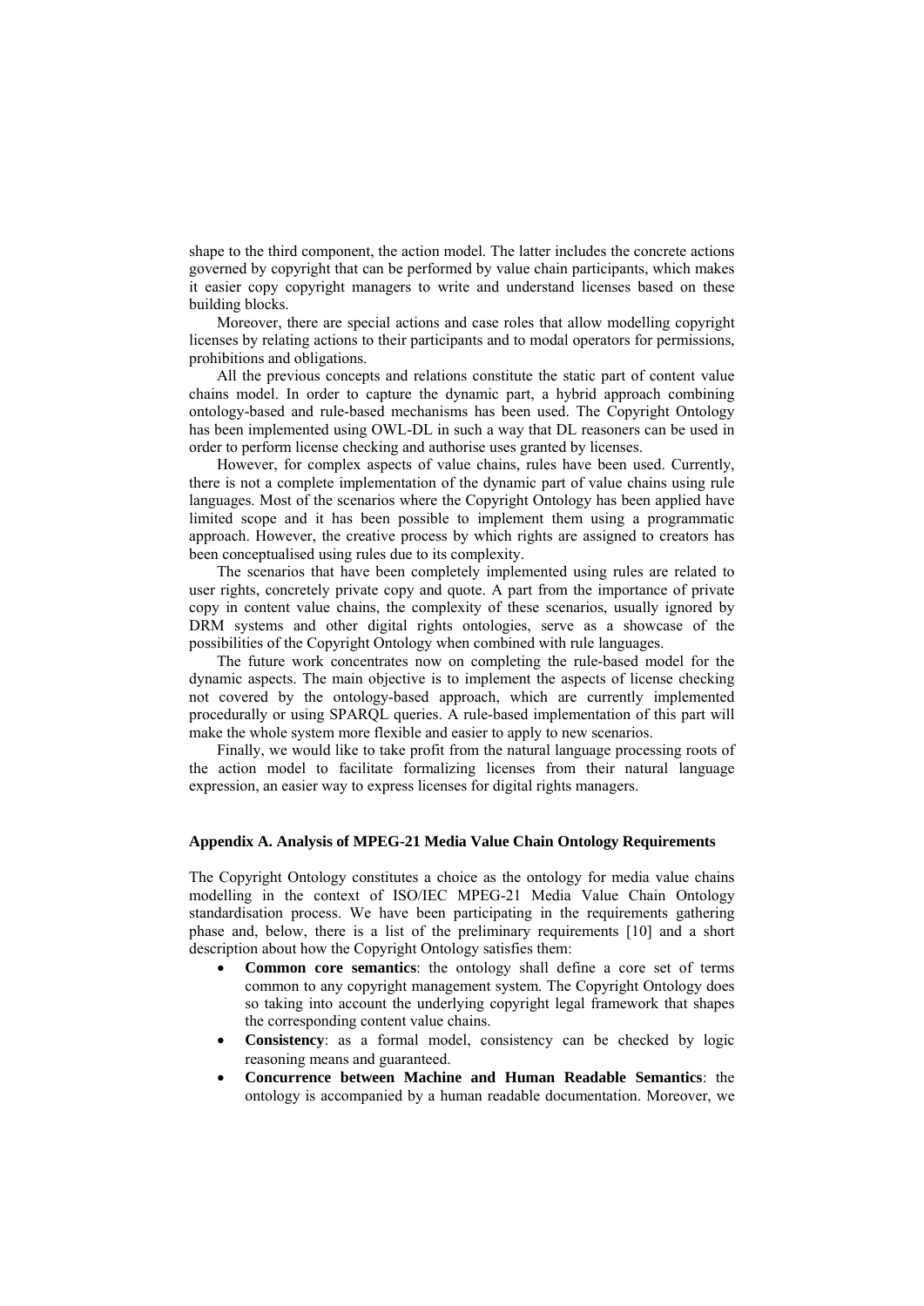shape to the third component, the action model. The latter includes the concrete actions governed by copyright that can be performed by value chain participants, which makes it easier copy copyright managers to write and understand licenses based on these building blocks.

Moreover, there are special actions and case roles that allow modelling copyright licenses by relating actions to their participants and to modal operators for permissions, prohibitions and obligations.

All the previous concepts and relations constitute the static part of content value chains model. In order to capture the dynamic part, a hybrid approach combining ontology-based and rule-based mechanisms has been used. The Copyright Ontology has been implemented using OWL-DL in such a way that DL reasoners can be used in order to perform license checking and authorise uses granted by licenses.

However, for complex aspects of value chains, rules have been used. Currently, there is not a complete implementation of the dynamic part of value chains using rule languages. Most of the scenarios where the Copyright Ontology has been applied have limited scope and it has been possible to implement them using a programmatic approach. However, the creative process by which rights are assigned to creators has been conceptualised using rules due to its complexity.

The scenarios that have been completely implemented using rules are related to user rights, concretely private copy and quote. A part from the importance of private copy in content value chains, the complexity of these scenarios, usually ignored by DRM systems and other digital rights ontologies, serve as a showcase of the possibilities of the Copyright Ontology when combined with rule languages.

The future work concentrates now on completing the rule-based model for the dynamic aspects. The main objective is to implement the aspects of license checking not covered by the ontology-based approach, which are currently implemented procedurally or using SPARQL queries. A rule-based implementation of this part will make the whole system more flexible and easier to apply to new scenarios.

Finally, we would like to take profit from the natural language processing roots of the action model to facilitate formalizing licenses from their natural language expression, an easier way to express licenses for digital rights managers.

## Appendix A. Analysis of MPEG-21 Media Value Chain Ontology Requirements

The Copyright Ontology constitutes a choice as the ontology for media value chains modelling in the context of ISO/IEC MPEG-21 Media Value Chain Ontology standardisation process. We have been participating in the requirements gathering phase and, below, there is a list of the preliminary requirements [10] and a short description about how the Copyright Ontology satisfies them:

- **Common core semantics**: the ontology shall define a core set of terms common to any copyright management system. The Copyright Ontology does so taking into account the underlying copyright legal framework that shapes the corresponding content value chains.
- **Consistency**: as a formal model, consistency can be checked by logic reasoning means and guaranteed.
- **Concurrence between Machine and Human Readable Semantics**: the ontology is accompanied by a human readable documentation. Moreover, we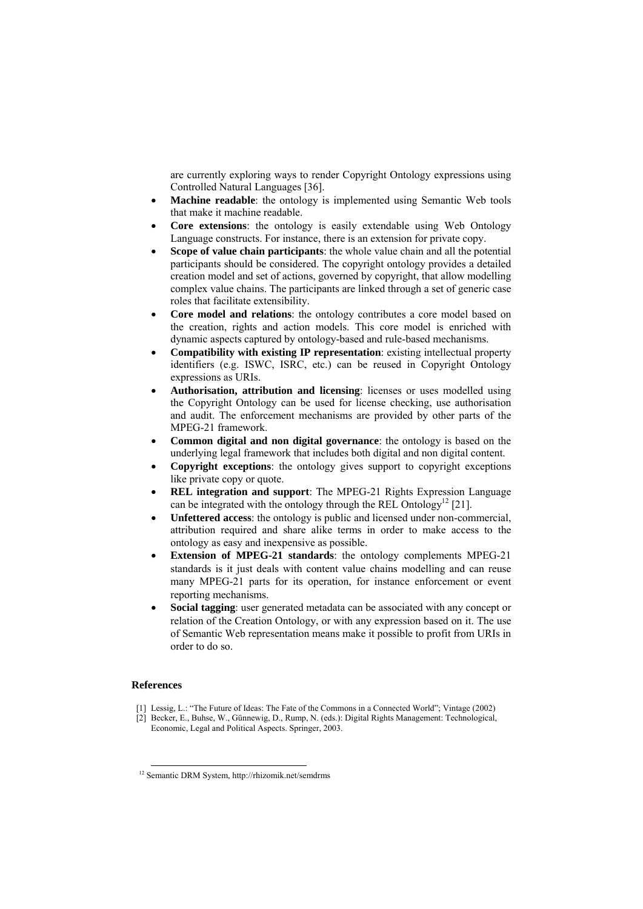are currently exploring ways to render Copyright Ontology expressions using Controlled Natural Languages [36].

- **Machine readable**: the ontology is implemented using Semantic Web tools that make it machine readable.
- **Core extensions**: the ontology is easily extendable using Web Ontology Language constructs. For instance, there is an extension for private copy.
- **Scope of value chain participants**: the whole value chain and all the potential participants should be considered. The copyright ontology provides a detailed creation model and set of actions, governed by copyright, that allow modelling complex value chains. The participants are linked through a set of generic case roles that facilitate extensibility.
- **Core model and relations**: the ontology contributes a core model based on the creation, rights and action models. This core model is enriched with dynamic aspects captured by ontology-based and rule-based mechanisms.
- **Compatibility with existing IP representation**: existing intellectual property identifiers (e.g. ISWC, ISRC, etc.) can be reused in Copyright Ontology expressions as URIs.
- **Authorisation, attribution and licensing**: licenses or uses modelled using the Copyright Ontology can be used for license checking, use authorisation and audit. The enforcement mechanisms are provided by other parts of the MPEG-21 framework.
- **Common digital and non digital governance**: the ontology is based on the underlying legal framework that includes both digital and non digital content.
- **Copyright exceptions**: the ontology gives support to copyright exceptions like private copy or quote.
- **REL integration and support**: The MPEG-21 Rights Expression Language can be integrated with the ontology through the REL Ontology[12] [21].
- **Unfettered access**: the ontology is public and licensed under non-commercial, attribution required and share alike terms in order to make access to the ontology as easy and inexpensive as possible.
- **Extension of MPEG-21 standards**: the ontology complements MPEG-21 standards is it just deals with content value chains modelling and can reuse many MPEG-21 parts for its operation, for instance enforcement or event reporting mechanisms.
- **Social tagging**: user generated metadata can be associated with any concept or relation of the Creation Ontology, or with any expression based on it. The use of Semantic Web representation means make it possible to profit from URIs in order to do so.

## References

[1] Lessig, L.: "The Future of Ideas: The Fate of the Commons in a Connected World"; Vintage (2002)

[2] Becker, E., Buhse, W., Günnewig, D., Rump, N. (eds.): Digital Rights Management: Technological, Economic, Legal and Political Aspects. Springer, 2003.

[12] Semantic DRM System, http://rhizomik.net/semdrms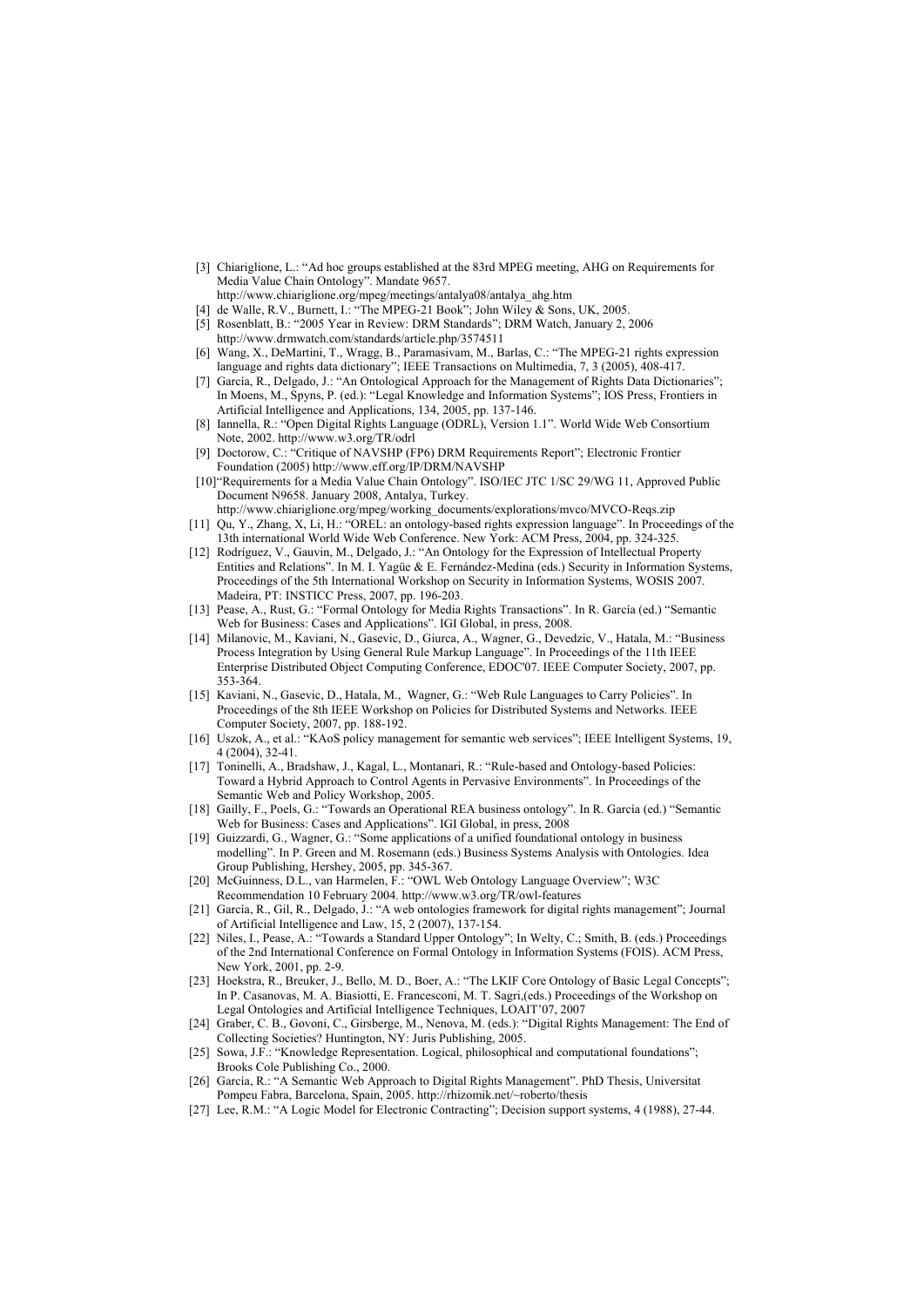[3] Chiariglione, L.: "Ad hoc groups established at the 83rd MPEG meeting, AHG on Requirements for Media Value Chain Ontology". Mandate 9657. http://www.chiariglione.org/mpeg/meetings/antalya08/antalya_ahg.htm

[4] de Walle, R.V., Burnett, I.: "The MPEG-21 Book"; John Wiley & Sons, UK, 2005.

[5] Rosenblatt, B.: "2005 Year in Review: DRM Standards"; DRM Watch, January 2, 2006 http://www.drmwatch.com/standards/article.php/3574511

[6] Wang, X., DeMartini, T., Wragg, B., Paramasivam, M., Barlas, C.: "The MPEG-21 rights expression language and rights data dictionary"; IEEE Transactions on Multimedia, 7, 3 (2005), 408-417.

[7] García, R., Delgado, J.: "An Ontological Approach for the Management of Rights Data Dictionaries"; In Moens, M., Spyns, P. (ed.): "Legal Knowledge and Information Systems"; IOS Press, Frontiers in Artificial Intelligence and Applications, 134, 2005, pp. 137-146.

[8] Iannella, R.: "Open Digital Rights Language (ODRL), Version 1.1". World Wide Web Consortium Note, 2002. http://www.w3.org/TR/odrl

[9] Doctorow, C.: "Critique of NAVSHP (FP6) DRM Requirements Report"; Electronic Frontier Foundation (2005) http://www.eff.org/IP/DRM/NAVSHP

[10] "Requirements for a Media Value Chain Ontology". ISO/IEC JTC 1/SC 29/WG 11, Approved Public Document N9658. January 2008, Antalya, Turkey. http://www.chiariglione.org/mpeg/working_documents/explorations/mvco/MVCO-Reqs.zip

[11] Qu, Y., Zhang, X, Li, H.: "OREL: an ontology-based rights expression language". In Proceedings of the 13th international World Wide Web Conference. New York: ACM Press, 2004, pp. 324-325.

[12] Rodríguez, V., Gauvin, M., Delgado, J.: "An Ontology for the Expression of Intellectual Property Entities and Relations". In M. I. Yagüe & E. Fernández-Medina (eds.) Security in Information Systems, Proceedings of the 5th International Workshop on Security in Information Systems, WOSIS 2007. Madeira, PT: INSTICC Press, 2007, pp. 196-203.

[13] Pease, A., Rust, G.: "Formal Ontology for Media Rights Transactions". In R. García (ed.) "Semantic Web for Business: Cases and Applications". IGI Global, in press, 2008.

[14] Milanovic, M., Kaviani, N., Gasevic, D., Giurca, A., Wagner, G., Devedzic, V., Hatala, M.: "Business Process Integration by Using General Rule Markup Language". In Proceedings of the 11th IEEE Enterprise Distributed Object Computing Conference, EDOC'07. IEEE Computer Society, 2007, pp. 353-364.

[15] Kaviani, N., Gasevic, D., Hatala, M., Wagner, G.: "Web Rule Languages to Carry Policies". In Proceedings of the 8th IEEE Workshop on Policies for Distributed Systems and Networks. IEEE Computer Society, 2007, pp. 188-192.

[16] Uszok, A., et al.: "KAoS policy management for semantic web services"; IEEE Intelligent Systems, 19, 4 (2004), 32-41.

[17] Toninelli, A., Bradshaw, J., Kagal, L., Montanari, R.: "Rule-based and Ontology-based Policies: Toward a Hybrid Approach to Control Agents in Pervasive Environments". In Proceedings of the Semantic Web and Policy Workshop, 2005.

[18] Gailly, F., Poels, G.: "Towards an Operational REA business ontology". In R. García (ed.) "Semantic Web for Business: Cases and Applications". IGI Global, in press, 2008

[19] Guizzardi, G., Wagner, G.: "Some applications of a unified foundational ontology in business modelling". In P. Green and M. Rosemann (eds.) Business Systems Analysis with Ontologies. Idea Group Publishing, Hershey, 2005, pp. 345-367.

[20] McGuinness, D.L., van Harmelen, F.: "OWL Web Ontology Language Overview"; W3C Recommendation 10 February 2004. http://www.w3.org/TR/owl-features

[21] García, R., Gil, R., Delgado, J.: "A web ontologies framework for digital rights management"; Journal of Artificial Intelligence and Law, 15, 2 (2007), 137-154.

[22] Niles, I., Pease, A.: "Towards a Standard Upper Ontology"; In Welty, C.; Smith, B. (eds.) Proceedings of the 2nd International Conference on Formal Ontology in Information Systems (FOIS). ACM Press, New York, 2001, pp. 2-9.

[23] Hoekstra, R., Breuker, J., Bello, M. D., Boer, A.: "The LKIF Core Ontology of Basic Legal Concepts"; In P. Casanovas, M. A. Biasiotti, E. Francesconi, M. T. Sagri,(eds.) Proceedings of the Workshop on Legal Ontologies and Artificial Intelligence Techniques, LOAIT'07, 2007

[24] Graber, C. B., Govoni, C., Girsberge, M., Nenova, M. (eds.): "Digital Rights Management: The End of Collecting Societies? Huntington, NY: Juris Publishing, 2005.

[25] Sowa, J.F.: "Knowledge Representation. Logical, philosophical and computational foundations"; Brooks Cole Publishing Co., 2000.

[26] García, R.: "A Semantic Web Approach to Digital Rights Management". PhD Thesis, Universitat Pompeu Fabra, Barcelona, Spain, 2005. http://rhizomik.net/~roberto/thesis

[27] Lee, R.M.: "A Logic Model for Electronic Contracting"; Decision support systems, 4 (1988), 27-44.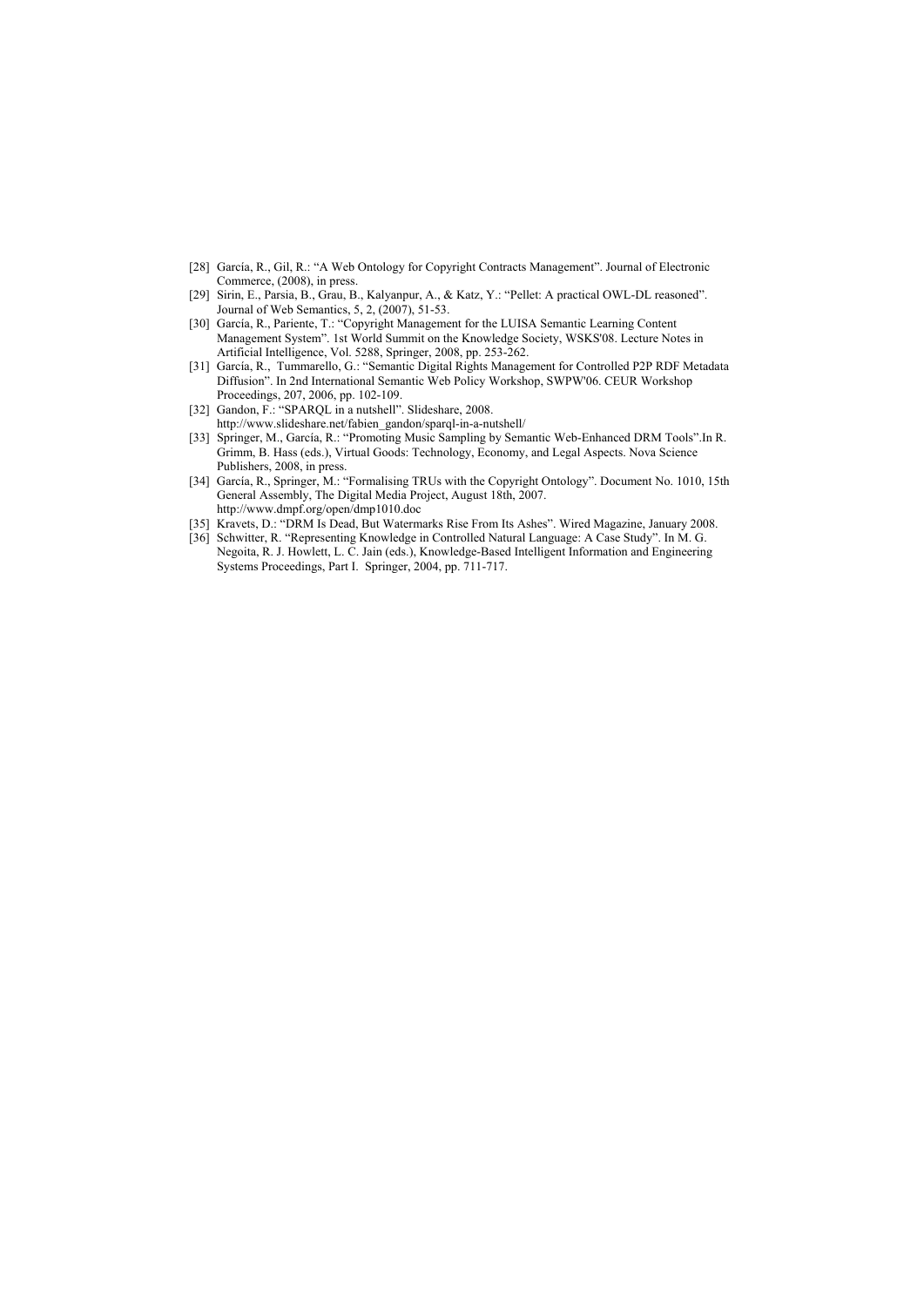[28] García, R., Gil, R.: "A Web Ontology for Copyright Contracts Management". Journal of Electronic Commerce, (2008), in press.

[29] Sirin, E., Parsia, B., Grau, B., Kalyanpur, A., & Katz, Y.: "Pellet: A practical OWL-DL reasoned". Journal of Web Semantics, 5, 2, (2007), 51-53.

[30] García, R., Pariente, T.: "Copyright Management for the LUISA Semantic Learning Content Management System". 1st World Summit on the Knowledge Society, WSKS'08. Lecture Notes in Artificial Intelligence, Vol. 5288, Springer, 2008, pp. 253-262.

[31] García, R., Tummarello, G.: "Semantic Digital Rights Management for Controlled P2P RDF Metadata Diffusion". In 2nd International Semantic Web Policy Workshop, SWPW'06. CEUR Workshop Proceedings, 207, 2006, pp. 102-109.

[32] Gandon, F.: "SPARQL in a nutshell". Slideshare, 2008. http://www.slideshare.net/fabien_gandon/sparql-in-a-nutshell/

[33] Springer, M., García, R.: "Promoting Music Sampling by Semantic Web-Enhanced DRM Tools".In R. Grimm, B. Hass (eds.), Virtual Goods: Technology, Economy, and Legal Aspects. Nova Science Publishers, 2008, in press.

[34] García, R., Springer, M.: "Formalising TRUs with the Copyright Ontology". Document No. 1010, 15th General Assembly, The Digital Media Project, August 18th, 2007. http://www.dmpf.org/open/dmp1010.doc

[35] Kravets, D.: "DRM Is Dead, But Watermarks Rise From Its Ashes". Wired Magazine, January 2008.

[36] Schwitter, R. "Representing Knowledge in Controlled Natural Language: A Case Study". In M. G. Negoita, R. J. Howlett, L. C. Jain (eds.), Knowledge-Based Intelligent Information and Engineering Systems Proceedings, Part I. Springer, 2004, pp. 711-717.